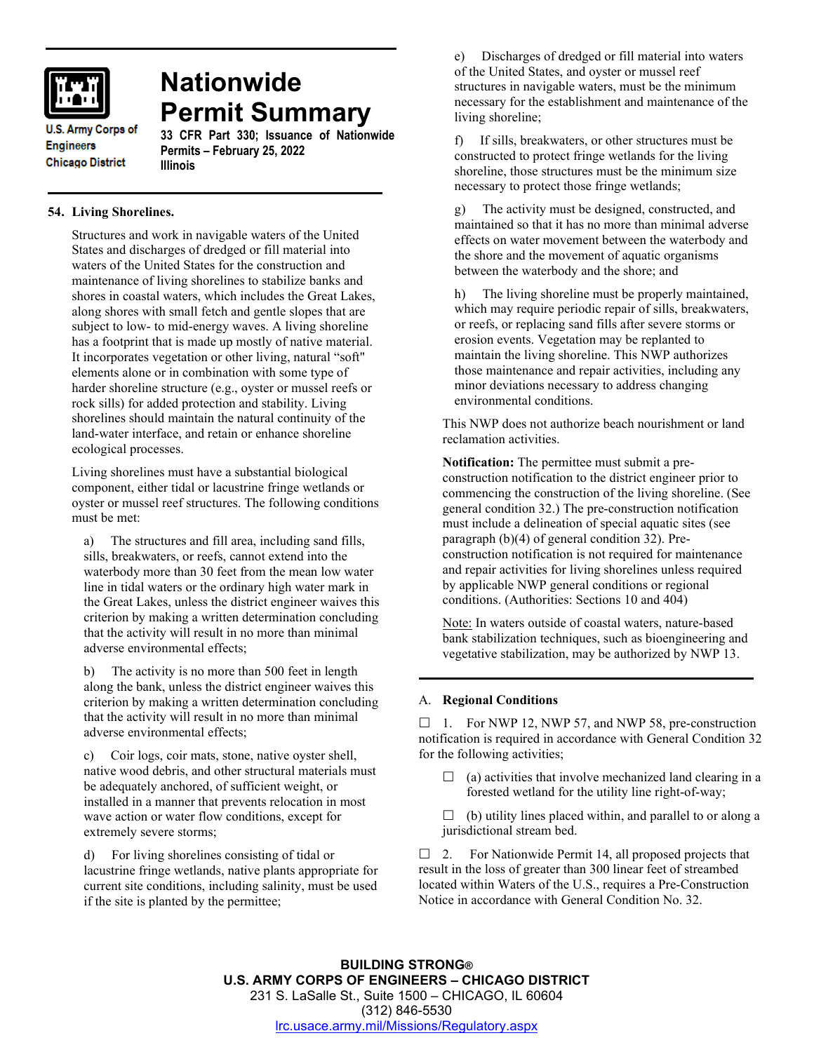U.S. Army Corps of Engineers
Chicago District

# Nationwide Permit Summary

**33 CFR Part 330; Issuance of Nationwide Permits – February 25, 2022**
**Illinois**

## 54. Living Shorelines.

Structures and work in navigable waters of the United States and discharges of dredged or fill material into waters of the United States for the construction and maintenance of living shorelines to stabilize banks and shores in coastal waters, which includes the Great Lakes, along shores with small fetch and gentle slopes that are subject to low- to mid-energy waves. A living shoreline has a footprint that is made up mostly of native material. It incorporates vegetation or other living, natural "soft" elements alone or in combination with some type of harder shoreline structure (e.g., oyster or mussel reefs or rock sills) for added protection and stability. Living shorelines should maintain the natural continuity of the land-water interface, and retain or enhance shoreline ecological processes.

Living shorelines must have a substantial biological component, either tidal or lacustrine fringe wetlands or oyster or mussel reef structures. The following conditions must be met:

a) The structures and fill area, including sand fills, sills, breakwaters, or reefs, cannot extend into the waterbody more than 30 feet from the mean low water line in tidal waters or the ordinary high water mark in the Great Lakes, unless the district engineer waives this criterion by making a written determination concluding that the activity will result in no more than minimal adverse environmental effects;

b) The activity is no more than 500 feet in length along the bank, unless the district engineer waives this criterion by making a written determination concluding that the activity will result in no more than minimal adverse environmental effects;

c) Coir logs, coir mats, stone, native oyster shell, native wood debris, and other structural materials must be adequately anchored, of sufficient weight, or installed in a manner that prevents relocation in most wave action or water flow conditions, except for extremely severe storms;

d) For living shorelines consisting of tidal or lacustrine fringe wetlands, native plants appropriate for current site conditions, including salinity, must be used if the site is planted by the permittee;

e) Discharges of dredged or fill material into waters of the United States, and oyster or mussel reef structures in navigable waters, must be the minimum necessary for the establishment and maintenance of the living shoreline;

f) If sills, breakwaters, or other structures must be constructed to protect fringe wetlands for the living shoreline, those structures must be the minimum size necessary to protect those fringe wetlands;

g) The activity must be designed, constructed, and maintained so that it has no more than minimal adverse effects on water movement between the waterbody and the shore and the movement of aquatic organisms between the waterbody and the shore; and

h) The living shoreline must be properly maintained, which may require periodic repair of sills, breakwaters, or reefs, or replacing sand fills after severe storms or erosion events. Vegetation may be replanted to maintain the living shoreline. This NWP authorizes those maintenance and repair activities, including any minor deviations necessary to address changing environmental conditions.

This NWP does not authorize beach nourishment or land reclamation activities.

**Notification:** The permittee must submit a pre-construction notification to the district engineer prior to commencing the construction of the living shoreline. (See general condition 32.) The pre-construction notification must include a delineation of special aquatic sites (see paragraph (b)(4) of general condition 32). Pre-construction notification is not required for maintenance and repair activities for living shorelines unless required by applicable NWP general conditions or regional conditions. (Authorities: Sections 10 and 404)

Note: In waters outside of coastal waters, nature-based bank stabilization techniques, such as bioengineering and vegetative stabilization, may be authorized by NWP 13.

---

A. **Regional Conditions**

☐ 1. For NWP 12, NWP 57, and NWP 58, pre-construction notification is required in accordance with General Condition 32 for the following activities;

- ☐ (a) activities that involve mechanized land clearing in a forested wetland for the utility line right-of-way;
- ☐ (b) utility lines placed within, and parallel to or along a jurisdictional stream bed.

☐ 2. For Nationwide Permit 14, all proposed projects that result in the loss of greater than 300 linear feet of streambed located within Waters of the U.S., requires a Pre-Construction Notice in accordance with General Condition No. 32.

**BUILDING STRONG®**
**U.S. ARMY CORPS OF ENGINEERS – CHICAGO DISTRICT**
231 S. LaSalle St., Suite 1500 – CHICAGO, IL 60604
(312) 846-5530
lrc.usace.army.mil/Missions/Regulatory.aspx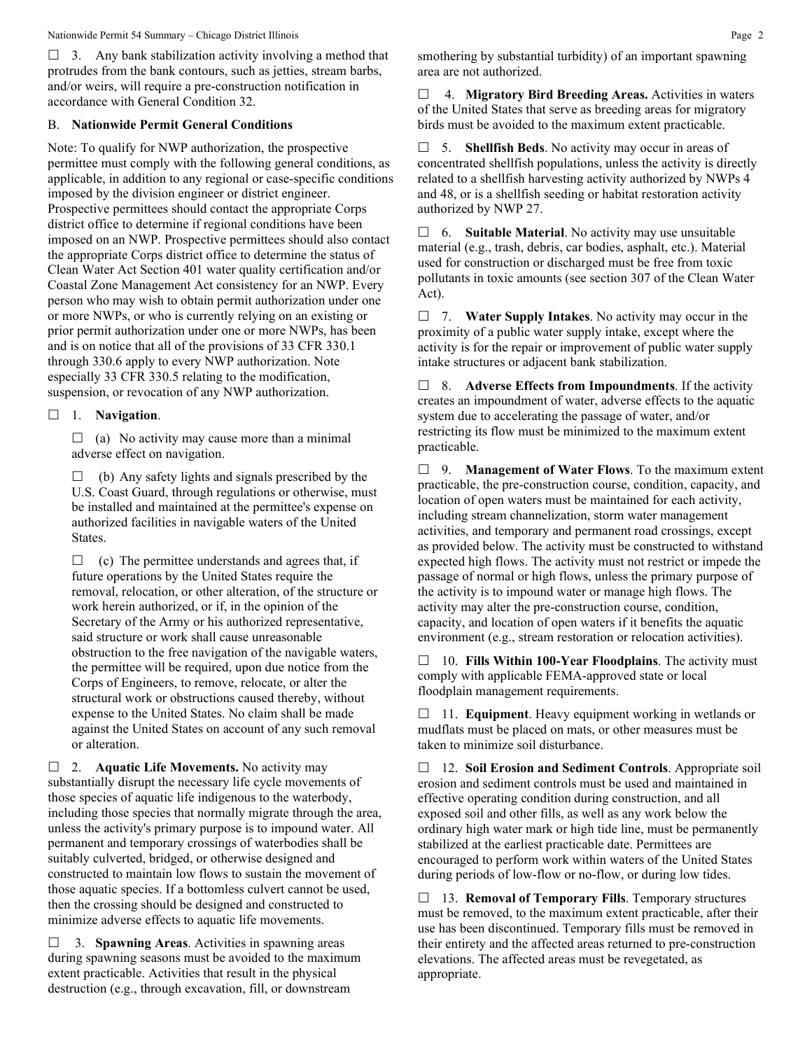☐ 3. Any bank stabilization activity involving a method that protrudes from the bank contours, such as jetties, stream barbs, and/or weirs, will require a pre-construction notification in accordance with General Condition 32.

B. **Nationwide Permit General Conditions**

Note: To qualify for NWP authorization, the prospective permittee must comply with the following general conditions, as applicable, in addition to any regional or case-specific conditions imposed by the division engineer or district engineer. Prospective permittees should contact the appropriate Corps district office to determine if regional conditions have been imposed on an NWP. Prospective permittees should also contact the appropriate Corps district office to determine the status of Clean Water Act Section 401 water quality certification and/or Coastal Zone Management Act consistency for an NWP. Every person who may wish to obtain permit authorization under one or more NWPs, or who is currently relying on an existing or prior permit authorization under one or more NWPs, has been and is on notice that all of the provisions of 33 CFR 330.1 through 330.6 apply to every NWP authorization. Note especially 33 CFR 330.5 relating to the modification, suspension, or revocation of any NWP authorization.

☐ 1. **Navigation**.

☐ (a) No activity may cause more than a minimal adverse effect on navigation.

☐ (b) Any safety lights and signals prescribed by the U.S. Coast Guard, through regulations or otherwise, must be installed and maintained at the permittee's expense on authorized facilities in navigable waters of the United States.

☐ (c) The permittee understands and agrees that, if future operations by the United States require the removal, relocation, or other alteration, of the structure or work herein authorized, or if, in the opinion of the Secretary of the Army or his authorized representative, said structure or work shall cause unreasonable obstruction to the free navigation of the navigable waters, the permittee will be required, upon due notice from the Corps of Engineers, to remove, relocate, or alter the structural work or obstructions caused thereby, without expense to the United States. No claim shall be made against the United States on account of any such removal or alteration.

☐ 2. **Aquatic Life Movements.** No activity may substantially disrupt the necessary life cycle movements of those species of aquatic life indigenous to the waterbody, including those species that normally migrate through the area, unless the activity's primary purpose is to impound water. All permanent and temporary crossings of waterbodies shall be suitably culverted, bridged, or otherwise designed and constructed to maintain low flows to sustain the movement of those aquatic species. If a bottomless culvert cannot be used, then the crossing should be designed and constructed to minimize adverse effects to aquatic life movements.

☐ 3. **Spawning Areas**. Activities in spawning areas during spawning seasons must be avoided to the maximum extent practicable. Activities that result in the physical destruction (e.g., through excavation, fill, or downstream smothering by substantial turbidity) of an important spawning area are not authorized.

☐ 4. **Migratory Bird Breeding Areas.** Activities in waters of the United States that serve as breeding areas for migratory birds must be avoided to the maximum extent practicable.

☐ 5. **Shellfish Beds**. No activity may occur in areas of concentrated shellfish populations, unless the activity is directly related to a shellfish harvesting activity authorized by NWPs 4 and 48, or is a shellfish seeding or habitat restoration activity authorized by NWP 27.

☐ 6. **Suitable Material**. No activity may use unsuitable material (e.g., trash, debris, car bodies, asphalt, etc.). Material used for construction or discharged must be free from toxic pollutants in toxic amounts (see section 307 of the Clean Water Act).

☐ 7. **Water Supply Intakes**. No activity may occur in the proximity of a public water supply intake, except where the activity is for the repair or improvement of public water supply intake structures or adjacent bank stabilization.

☐ 8. **Adverse Effects from Impoundments**. If the activity creates an impoundment of water, adverse effects to the aquatic system due to accelerating the passage of water, and/or restricting its flow must be minimized to the maximum extent practicable.

☐ 9. **Management of Water Flows**. To the maximum extent practicable, the pre-construction course, condition, capacity, and location of open waters must be maintained for each activity, including stream channelization, storm water management activities, and temporary and permanent road crossings, except as provided below. The activity must be constructed to withstand expected high flows. The activity must not restrict or impede the passage of normal or high flows, unless the primary purpose of the activity is to impound water or manage high flows. The activity may alter the pre-construction course, condition, capacity, and location of open waters if it benefits the aquatic environment (e.g., stream restoration or relocation activities).

☐ 10. **Fills Within 100-Year Floodplains**. The activity must comply with applicable FEMA-approved state or local floodplain management requirements.

☐ 11. **Equipment**. Heavy equipment working in wetlands or mudflats must be placed on mats, or other measures must be taken to minimize soil disturbance.

☐ 12. **Soil Erosion and Sediment Controls**. Appropriate soil erosion and sediment controls must be used and maintained in effective operating condition during construction, and all exposed soil and other fills, as well as any work below the ordinary high water mark or high tide line, must be permanently stabilized at the earliest practicable date. Permittees are encouraged to perform work within waters of the United States during periods of low-flow or no-flow, or during low tides.

☐ 13. **Removal of Temporary Fills**. Temporary structures must be removed, to the maximum extent practicable, after their use has been discontinued. Temporary fills must be removed in their entirety and the affected areas returned to pre-construction elevations. The affected areas must be revegetated, as appropriate.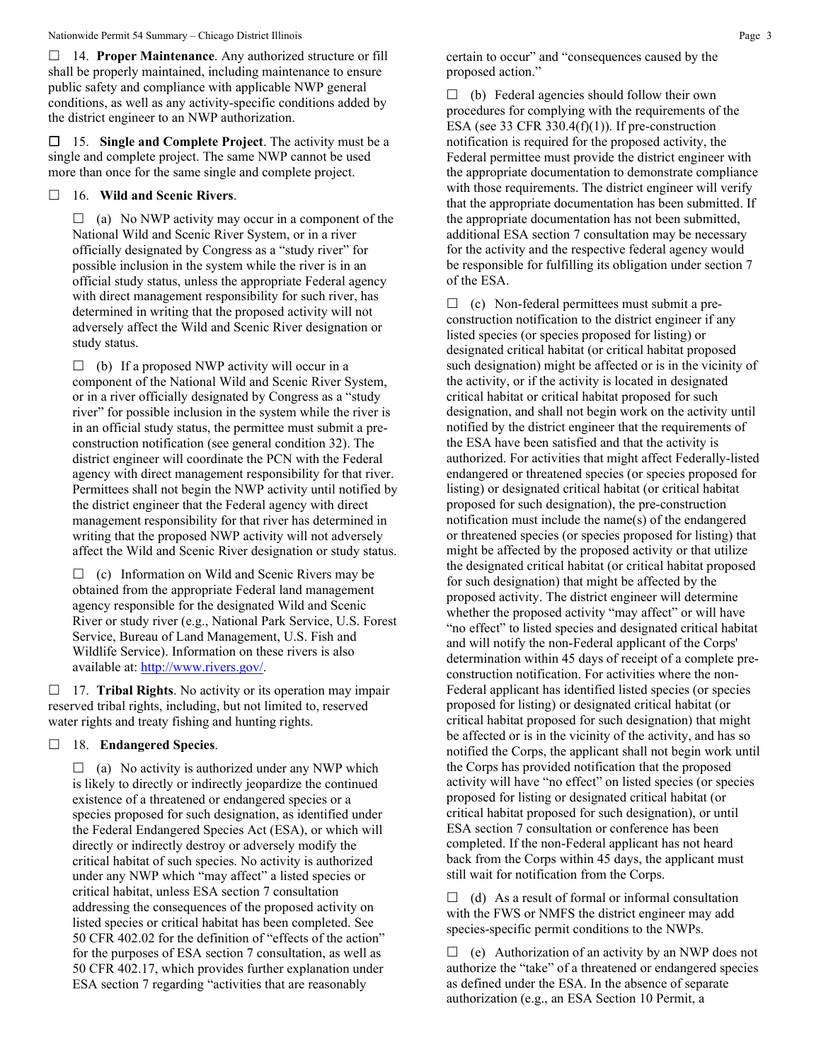☐ 14. **Proper Maintenance**. Any authorized structure or fill shall be properly maintained, including maintenance to ensure public safety and compliance with applicable NWP general conditions, as well as any activity-specific conditions added by the district engineer to an NWP authorization.

☐ 15. **Single and Complete Project**. The activity must be a single and complete project. The same NWP cannot be used more than once for the same single and complete project.

☐ 16. **Wild and Scenic Rivers**.

☐ (a) No NWP activity may occur in a component of the National Wild and Scenic River System, or in a river officially designated by Congress as a "study river" for possible inclusion in the system while the river is in an official study status, unless the appropriate Federal agency with direct management responsibility for such river, has determined in writing that the proposed activity will not adversely affect the Wild and Scenic River designation or study status.

☐ (b) If a proposed NWP activity will occur in a component of the National Wild and Scenic River System, or in a river officially designated by Congress as a "study river" for possible inclusion in the system while the river is in an official study status, the permittee must submit a pre-construction notification (see general condition 32). The district engineer will coordinate the PCN with the Federal agency with direct management responsibility for that river. Permittees shall not begin the NWP activity until notified by the district engineer that the Federal agency with direct management responsibility for that river has determined in writing that the proposed NWP activity will not adversely affect the Wild and Scenic River designation or study status.

☐ (c) Information on Wild and Scenic Rivers may be obtained from the appropriate Federal land management agency responsible for the designated Wild and Scenic River or study river (e.g., National Park Service, U.S. Forest Service, Bureau of Land Management, U.S. Fish and Wildlife Service). Information on these rivers is also available at: http://www.rivers.gov/.

☐ 17. **Tribal Rights**. No activity or its operation may impair reserved tribal rights, including, but not limited to, reserved water rights and treaty fishing and hunting rights.

☐ 18. **Endangered Species**.

☐ (a) No activity is authorized under any NWP which is likely to directly or indirectly jeopardize the continued existence of a threatened or endangered species or a species proposed for such designation, as identified under the Federal Endangered Species Act (ESA), or which will directly or indirectly destroy or adversely modify the critical habitat of such species. No activity is authorized under any NWP which "may affect" a listed species or critical habitat, unless ESA section 7 consultation addressing the consequences of the proposed activity on listed species or critical habitat has been completed. See 50 CFR 402.02 for the definition of "effects of the action" for the purposes of ESA section 7 consultation, as well as 50 CFR 402.17, which provides further explanation under ESA section 7 regarding "activities that are reasonably certain to occur" and "consequences caused by the proposed action."

☐ (b) Federal agencies should follow their own procedures for complying with the requirements of the ESA (see 33 CFR 330.4(f)(1)). If pre-construction notification is required for the proposed activity, the Federal permittee must provide the district engineer with the appropriate documentation to demonstrate compliance with those requirements. The district engineer will verify that the appropriate documentation has been submitted. If the appropriate documentation has not been submitted, additional ESA section 7 consultation may be necessary for the activity and the respective federal agency would be responsible for fulfilling its obligation under section 7 of the ESA.

☐ (c) Non-federal permittees must submit a pre-construction notification to the district engineer if any listed species (or species proposed for listing) or designated critical habitat (or critical habitat proposed such designation) might be affected or is in the vicinity of the activity, or if the activity is located in designated critical habitat or critical habitat proposed for such designation, and shall not begin work on the activity until notified by the district engineer that the requirements of the ESA have been satisfied and that the activity is authorized. For activities that might affect Federally-listed endangered or threatened species (or species proposed for listing) or designated critical habitat (or critical habitat proposed for such designation), the pre-construction notification must include the name(s) of the endangered or threatened species (or species proposed for listing) that might be affected by the proposed activity or that utilize the designated critical habitat (or critical habitat proposed for such designation) that might be affected by the proposed activity. The district engineer will determine whether the proposed activity "may affect" or will have "no effect" to listed species and designated critical habitat and will notify the non-Federal applicant of the Corps' determination within 45 days of receipt of a complete pre-construction notification. For activities where the non-Federal applicant has identified listed species (or species proposed for listing) or designated critical habitat (or critical habitat proposed for such designation) that might be affected or is in the vicinity of the activity, and has so notified the Corps, the applicant shall not begin work until the Corps has provided notification that the proposed activity will have "no effect" on listed species (or species proposed for listing or designated critical habitat (or critical habitat proposed for such designation), or until ESA section 7 consultation or conference has been completed. If the non-Federal applicant has not heard back from the Corps within 45 days, the applicant must still wait for notification from the Corps.

☐ (d) As a result of formal or informal consultation with the FWS or NMFS the district engineer may add species-specific permit conditions to the NWPs.

☐ (e) Authorization of an activity by an NWP does not authorize the "take" of a threatened or endangered species as defined under the ESA. In the absence of separate authorization (e.g., an ESA Section 10 Permit, a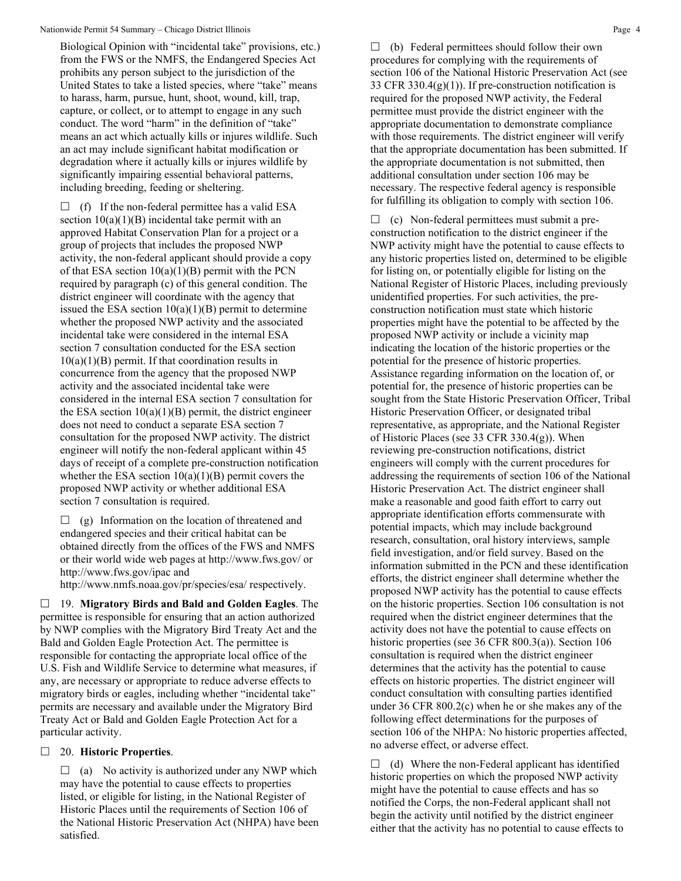Biological Opinion with "incidental take" provisions, etc.) from the FWS or the NMFS, the Endangered Species Act prohibits any person subject to the jurisdiction of the United States to take a listed species, where "take" means to harass, harm, pursue, hunt, shoot, wound, kill, trap, capture, or collect, or to attempt to engage in any such conduct. The word "harm" in the definition of "take" means an act which actually kills or injures wildlife. Such an act may include significant habitat modification or degradation where it actually kills or injures wildlife by significantly impairing essential behavioral patterns, including breeding, feeding or sheltering.

☐ (f) If the non-federal permittee has a valid ESA section 10(a)(1)(B) incidental take permit with an approved Habitat Conservation Plan for a project or a group of projects that includes the proposed NWP activity, the non-federal applicant should provide a copy of that ESA section 10(a)(1)(B) permit with the PCN required by paragraph (c) of this general condition. The district engineer will coordinate with the agency that issued the ESA section 10(a)(1)(B) permit to determine whether the proposed NWP activity and the associated incidental take were considered in the internal ESA section 7 consultation conducted for the ESA section 10(a)(1)(B) permit. If that coordination results in concurrence from the agency that the proposed NWP activity and the associated incidental take were considered in the internal ESA section 7 consultation for the ESA section 10(a)(1)(B) permit, the district engineer does not need to conduct a separate ESA section 7 consultation for the proposed NWP activity. The district engineer will notify the non-federal applicant within 45 days of receipt of a complete pre-construction notification whether the ESA section 10(a)(1)(B) permit covers the proposed NWP activity or whether additional ESA section 7 consultation is required.

☐ (g) Information on the location of threatened and endangered species and their critical habitat can be obtained directly from the offices of the FWS and NMFS or their world wide web pages at http://www.fws.gov/ or http://www.fws.gov/ipac and http://www.nmfs.noaa.gov/pr/species/esa/ respectively.

☐ 19. **Migratory Birds and Bald and Golden Eagles**. The permittee is responsible for ensuring that an action authorized by NWP complies with the Migratory Bird Treaty Act and the Bald and Golden Eagle Protection Act. The permittee is responsible for contacting the appropriate local office of the U.S. Fish and Wildlife Service to determine what measures, if any, are necessary or appropriate to reduce adverse effects to migratory birds or eagles, including whether "incidental take" permits are necessary and available under the Migratory Bird Treaty Act or Bald and Golden Eagle Protection Act for a particular activity.

☐ 20. **Historic Properties**.

☐ (a) No activity is authorized under any NWP which may have the potential to cause effects to properties listed, or eligible for listing, in the National Register of Historic Places until the requirements of Section 106 of the National Historic Preservation Act (NHPA) have been satisfied.

☐ (b) Federal permittees should follow their own procedures for complying with the requirements of section 106 of the National Historic Preservation Act (see 33 CFR 330.4(g)(1)). If pre-construction notification is required for the proposed NWP activity, the Federal permittee must provide the district engineer with the appropriate documentation to demonstrate compliance with those requirements. The district engineer will verify that the appropriate documentation has been submitted. If the appropriate documentation is not submitted, then additional consultation under section 106 may be necessary. The respective federal agency is responsible for fulfilling its obligation to comply with section 106.

☐ (c) Non-federal permittees must submit a pre-construction notification to the district engineer if the NWP activity might have the potential to cause effects to any historic properties listed on, determined to be eligible for listing on, or potentially eligible for listing on the National Register of Historic Places, including previously unidentified properties. For such activities, the pre-construction notification must state which historic properties might have the potential to be affected by the proposed NWP activity or include a vicinity map indicating the location of the historic properties or the potential for the presence of historic properties. Assistance regarding information on the location of, or potential for, the presence of historic properties can be sought from the State Historic Preservation Officer, Tribal Historic Preservation Officer, or designated tribal representative, as appropriate, and the National Register of Historic Places (see 33 CFR 330.4(g)). When reviewing pre-construction notifications, district engineers will comply with the current procedures for addressing the requirements of section 106 of the National Historic Preservation Act. The district engineer shall make a reasonable and good faith effort to carry out appropriate identification efforts commensurate with potential impacts, which may include background research, consultation, oral history interviews, sample field investigation, and/or field survey. Based on the information submitted in the PCN and these identification efforts, the district engineer shall determine whether the proposed NWP activity has the potential to cause effects on the historic properties. Section 106 consultation is not required when the district engineer determines that the activity does not have the potential to cause effects on historic properties (see 36 CFR 800.3(a)). Section 106 consultation is required when the district engineer determines that the activity has the potential to cause effects on historic properties. The district engineer will conduct consultation with consulting parties identified under 36 CFR 800.2(c) when he or she makes any of the following effect determinations for the purposes of section 106 of the NHPA: No historic properties affected, no adverse effect, or adverse effect.

☐ (d) Where the non-Federal applicant has identified historic properties on which the proposed NWP activity might have the potential to cause effects and has so notified the Corps, the non-Federal applicant shall not begin the activity until notified by the district engineer either that the activity has no potential to cause effects to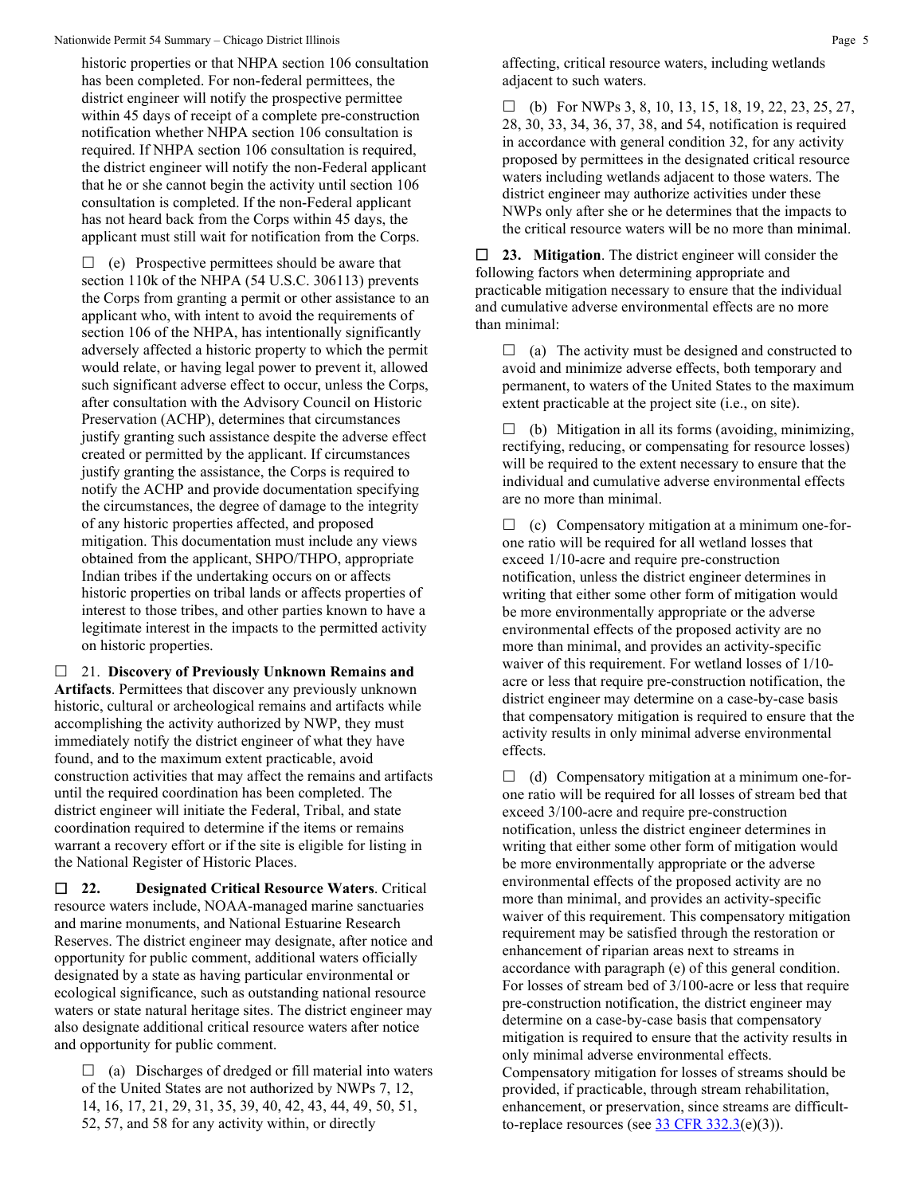historic properties or that NHPA section 106 consultation has been completed. For non-federal permittees, the district engineer will notify the prospective permittee within 45 days of receipt of a complete pre-construction notification whether NHPA section 106 consultation is required. If NHPA section 106 consultation is required, the district engineer will notify the non-Federal applicant that he or she cannot begin the activity until section 106 consultation is completed. If the non-Federal applicant has not heard back from the Corps within 45 days, the applicant must still wait for notification from the Corps.

☐ (e) Prospective permittees should be aware that section 110k of the NHPA (54 U.S.C. 306113) prevents the Corps from granting a permit or other assistance to an applicant who, with intent to avoid the requirements of section 106 of the NHPA, has intentionally significantly adversely affected a historic property to which the permit would relate, or having legal power to prevent it, allowed such significant adverse effect to occur, unless the Corps, after consultation with the Advisory Council on Historic Preservation (ACHP), determines that circumstances justify granting such assistance despite the adverse effect created or permitted by the applicant. If circumstances justify granting the assistance, the Corps is required to notify the ACHP and provide documentation specifying the circumstances, the degree of damage to the integrity of any historic properties affected, and proposed mitigation. This documentation must include any views obtained from the applicant, SHPO/THPO, appropriate Indian tribes if the undertaking occurs on or affects historic properties on tribal lands or affects properties of interest to those tribes, and other parties known to have a legitimate interest in the impacts to the permitted activity on historic properties.

☐ 21. **Discovery of Previously Unknown Remains and Artifacts**. Permittees that discover any previously unknown historic, cultural or archeological remains and artifacts while accomplishing the activity authorized by NWP, they must immediately notify the district engineer of what they have found, and to the maximum extent practicable, avoid construction activities that may affect the remains and artifacts until the required coordination has been completed. The district engineer will initiate the Federal, Tribal, and state coordination required to determine if the items or remains warrant a recovery effort or if the site is eligible for listing in the National Register of Historic Places.

☐ **22. Designated Critical Resource Waters**. Critical resource waters include, NOAA-managed marine sanctuaries and marine monuments, and National Estuarine Research Reserves. The district engineer may designate, after notice and opportunity for public comment, additional waters officially designated by a state as having particular environmental or ecological significance, such as outstanding national resource waters or state natural heritage sites. The district engineer may also designate additional critical resource waters after notice and opportunity for public comment.

☐ (a) Discharges of dredged or fill material into waters of the United States are not authorized by NWPs 7, 12, 14, 16, 17, 21, 29, 31, 35, 39, 40, 42, 43, 44, 49, 50, 51, 52, 57, and 58 for any activity within, or directly affecting, critical resource waters, including wetlands adjacent to such waters.

☐ (b) For NWPs 3, 8, 10, 13, 15, 18, 19, 22, 23, 25, 27, 28, 30, 33, 34, 36, 37, 38, and 54, notification is required in accordance with general condition 32, for any activity proposed by permittees in the designated critical resource waters including wetlands adjacent to those waters. The district engineer may authorize activities under these NWPs only after she or he determines that the impacts to the critical resource waters will be no more than minimal.

☐ **23. Mitigation**. The district engineer will consider the following factors when determining appropriate and practicable mitigation necessary to ensure that the individual and cumulative adverse environmental effects are no more than minimal:

☐ (a) The activity must be designed and constructed to avoid and minimize adverse effects, both temporary and permanent, to waters of the United States to the maximum extent practicable at the project site (i.e., on site).

☐ (b) Mitigation in all its forms (avoiding, minimizing, rectifying, reducing, or compensating for resource losses) will be required to the extent necessary to ensure that the individual and cumulative adverse environmental effects are no more than minimal.

☐ (c) Compensatory mitigation at a minimum one-for-one ratio will be required for all wetland losses that exceed 1/10-acre and require pre-construction notification, unless the district engineer determines in writing that either some other form of mitigation would be more environmentally appropriate or the adverse environmental effects of the proposed activity are no more than minimal, and provides an activity-specific waiver of this requirement. For wetland losses of 1/10-acre or less that require pre-construction notification, the district engineer may determine on a case-by-case basis that compensatory mitigation is required to ensure that the activity results in only minimal adverse environmental effects.

☐ (d) Compensatory mitigation at a minimum one-for-one ratio will be required for all losses of stream bed that exceed 3/100-acre and require pre-construction notification, unless the district engineer determines in writing that either some other form of mitigation would be more environmentally appropriate or the adverse environmental effects of the proposed activity are no more than minimal, and provides an activity-specific waiver of this requirement. This compensatory mitigation requirement may be satisfied through the restoration or enhancement of riparian areas next to streams in accordance with paragraph (e) of this general condition. For losses of stream bed of 3/100-acre or less that require pre-construction notification, the district engineer may determine on a case-by-case basis that compensatory mitigation is required to ensure that the activity results in only minimal adverse environmental effects. Compensatory mitigation for losses of streams should be provided, if practicable, through stream rehabilitation, enhancement, or preservation, since streams are difficult-to-replace resources (see 33 CFR 332.3(e)(3)).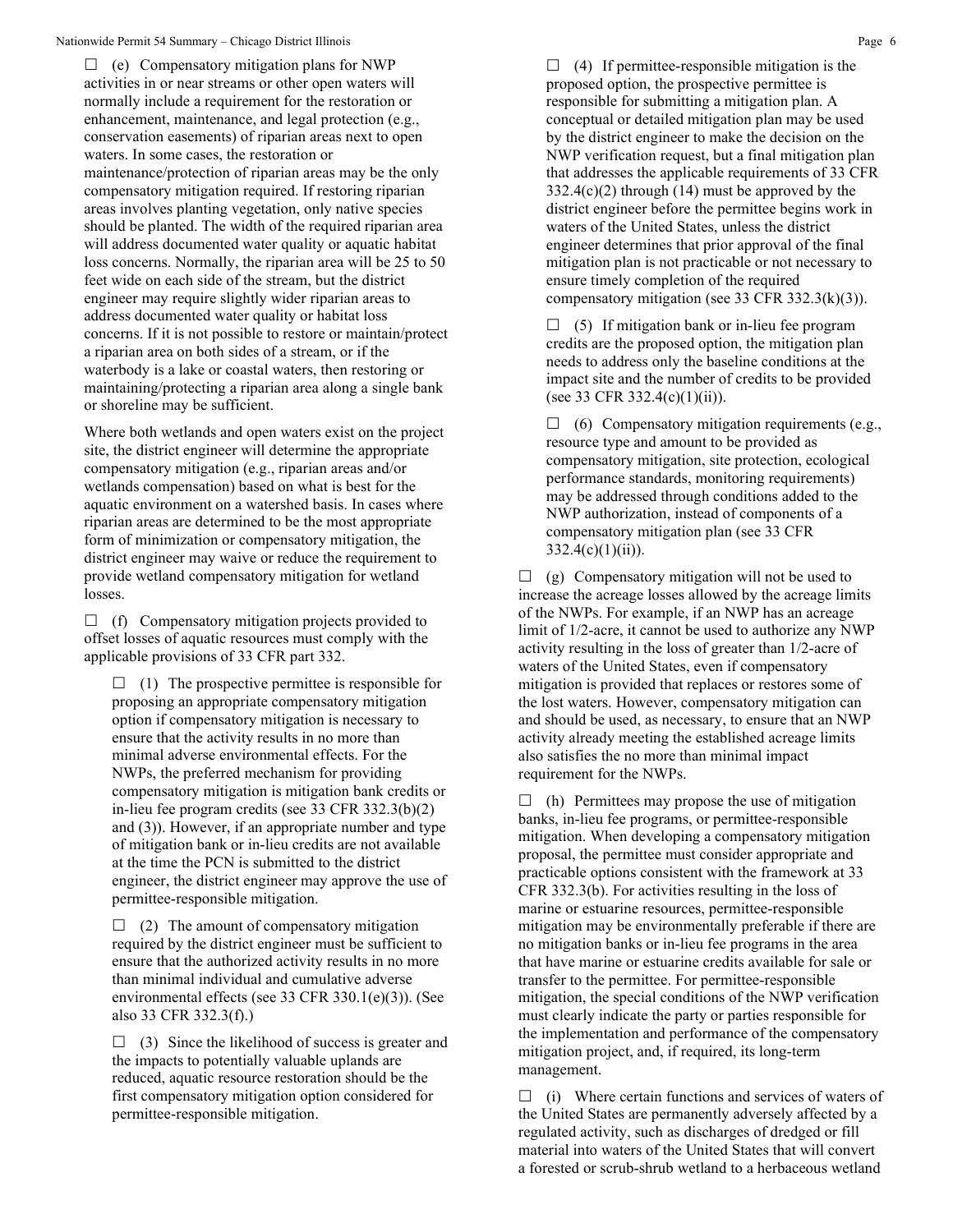☐ (e) Compensatory mitigation plans for NWP activities in or near streams or other open waters will normally include a requirement for the restoration or enhancement, maintenance, and legal protection (e.g., conservation easements) of riparian areas next to open waters. In some cases, the restoration or maintenance/protection of riparian areas may be the only compensatory mitigation required. If restoring riparian areas involves planting vegetation, only native species should be planted. The width of the required riparian area will address documented water quality or aquatic habitat loss concerns. Normally, the riparian area will be 25 to 50 feet wide on each side of the stream, but the district engineer may require slightly wider riparian areas to address documented water quality or habitat loss concerns. If it is not possible to restore or maintain/protect a riparian area on both sides of a stream, or if the waterbody is a lake or coastal waters, then restoring or maintaining/protecting a riparian area along a single bank or shoreline may be sufficient.

Where both wetlands and open waters exist on the project site, the district engineer will determine the appropriate compensatory mitigation (e.g., riparian areas and/or wetlands compensation) based on what is best for the aquatic environment on a watershed basis. In cases where riparian areas are determined to be the most appropriate form of minimization or compensatory mitigation, the district engineer may waive or reduce the requirement to provide wetland compensatory mitigation for wetland losses.

☐ (f) Compensatory mitigation projects provided to offset losses of aquatic resources must comply with the applicable provisions of 33 CFR part 332.

☐ (1) The prospective permittee is responsible for proposing an appropriate compensatory mitigation option if compensatory mitigation is necessary to ensure that the activity results in no more than minimal adverse environmental effects. For the NWPs, the preferred mechanism for providing compensatory mitigation is mitigation bank credits or in-lieu fee program credits (see 33 CFR 332.3(b)(2) and (3)). However, if an appropriate number and type of mitigation bank or in-lieu credits are not available at the time the PCN is submitted to the district engineer, the district engineer may approve the use of permittee-responsible mitigation.

☐ (2) The amount of compensatory mitigation required by the district engineer must be sufficient to ensure that the authorized activity results in no more than minimal individual and cumulative adverse environmental effects (see 33 CFR 330.1(e)(3)). (See also 33 CFR 332.3(f).)

☐ (3) Since the likelihood of success is greater and the impacts to potentially valuable uplands are reduced, aquatic resource restoration should be the first compensatory mitigation option considered for permittee-responsible mitigation.

☐ (4) If permittee-responsible mitigation is the proposed option, the prospective permittee is responsible for submitting a mitigation plan. A conceptual or detailed mitigation plan may be used by the district engineer to make the decision on the NWP verification request, but a final mitigation plan that addresses the applicable requirements of 33 CFR 332.4(c)(2) through (14) must be approved by the district engineer before the permittee begins work in waters of the United States, unless the district engineer determines that prior approval of the final mitigation plan is not practicable or not necessary to ensure timely completion of the required compensatory mitigation (see 33 CFR 332.3(k)(3)).

☐ (5) If mitigation bank or in-lieu fee program credits are the proposed option, the mitigation plan needs to address only the baseline conditions at the impact site and the number of credits to be provided (see 33 CFR 332.4(c)(1)(ii)).

☐ (6) Compensatory mitigation requirements (e.g., resource type and amount to be provided as compensatory mitigation, site protection, ecological performance standards, monitoring requirements) may be addressed through conditions added to the NWP authorization, instead of components of a compensatory mitigation plan (see 33 CFR 332.4(c)(1)(ii)).

☐ (g) Compensatory mitigation will not be used to increase the acreage losses allowed by the acreage limits of the NWPs. For example, if an NWP has an acreage limit of 1/2-acre, it cannot be used to authorize any NWP activity resulting in the loss of greater than 1/2-acre of waters of the United States, even if compensatory mitigation is provided that replaces or restores some of the lost waters. However, compensatory mitigation can and should be used, as necessary, to ensure that an NWP activity already meeting the established acreage limits also satisfies the no more than minimal impact requirement for the NWPs.

☐ (h) Permittees may propose the use of mitigation banks, in-lieu fee programs, or permittee-responsible mitigation. When developing a compensatory mitigation proposal, the permittee must consider appropriate and practicable options consistent with the framework at 33 CFR 332.3(b). For activities resulting in the loss of marine or estuarine resources, permittee-responsible mitigation may be environmentally preferable if there are no mitigation banks or in-lieu fee programs in the area that have marine or estuarine credits available for sale or transfer to the permittee. For permittee-responsible mitigation, the special conditions of the NWP verification must clearly indicate the party or parties responsible for the implementation and performance of the compensatory mitigation project, and, if required, its long-term management.

☐ (i) Where certain functions and services of waters of the United States are permanently adversely affected by a regulated activity, such as discharges of dredged or fill material into waters of the United States that will convert a forested or scrub-shrub wetland to a herbaceous wetland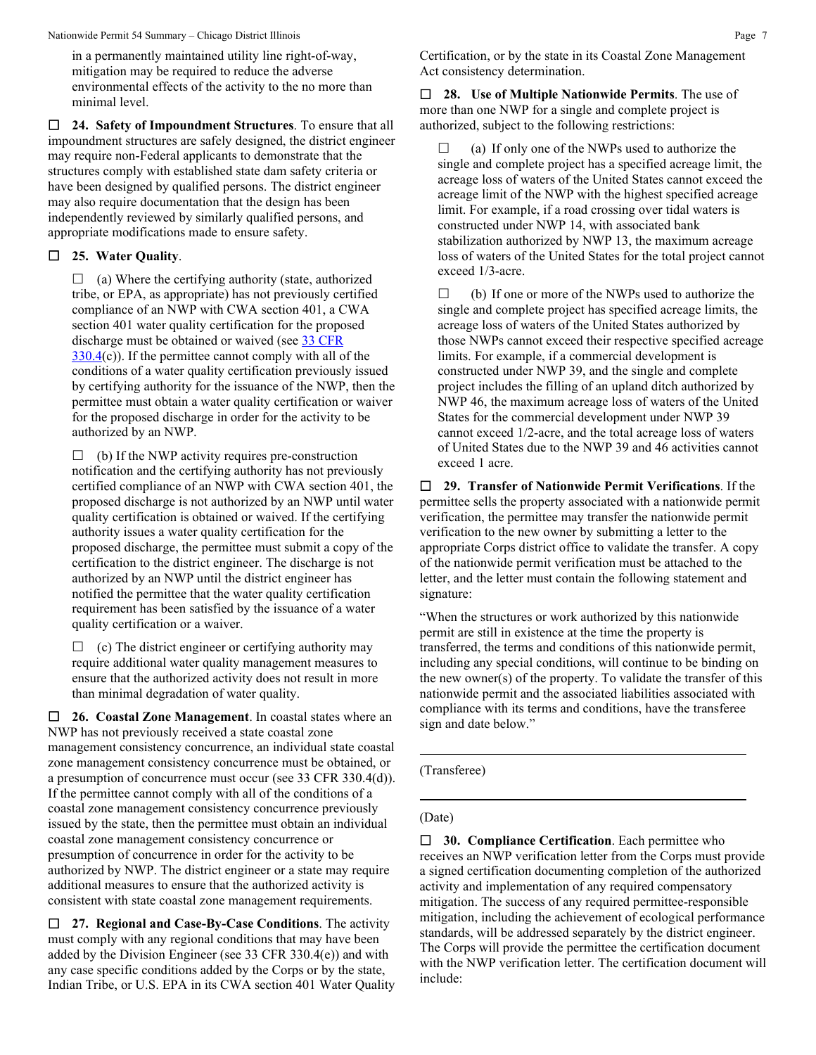in a permanently maintained utility line right-of-way, mitigation may be required to reduce the adverse environmental effects of the activity to the no more than minimal level.

☐ **24. Safety of Impoundment Structures**. To ensure that all impoundment structures are safely designed, the district engineer may require non-Federal applicants to demonstrate that the structures comply with established state dam safety criteria or have been designed by qualified persons. The district engineer may also require documentation that the design has been independently reviewed by similarly qualified persons, and appropriate modifications made to ensure safety.

☐ **25. Water Quality**.

☐ (a) Where the certifying authority (state, authorized tribe, or EPA, as appropriate) has not previously certified compliance of an NWP with CWA section 401, a CWA section 401 water quality certification for the proposed discharge must be obtained or waived (see 33 CFR 330.4(c)). If the permittee cannot comply with all of the conditions of a water quality certification previously issued by certifying authority for the issuance of the NWP, then the permittee must obtain a water quality certification or waiver for the proposed discharge in order for the activity to be authorized by an NWP.

☐ (b) If the NWP activity requires pre-construction notification and the certifying authority has not previously certified compliance of an NWP with CWA section 401, the proposed discharge is not authorized by an NWP until water quality certification is obtained or waived. If the certifying authority issues a water quality certification for the proposed discharge, the permittee must submit a copy of the certification to the district engineer. The discharge is not authorized by an NWP until the district engineer has notified the permittee that the water quality certification requirement has been satisfied by the issuance of a water quality certification or a waiver.

☐ (c) The district engineer or certifying authority may require additional water quality management measures to ensure that the authorized activity does not result in more than minimal degradation of water quality.

☐ **26. Coastal Zone Management**. In coastal states where an NWP has not previously received a state coastal zone management consistency concurrence, an individual state coastal zone management consistency concurrence must be obtained, or a presumption of concurrence must occur (see 33 CFR 330.4(d)). If the permittee cannot comply with all of the conditions of a coastal zone management consistency concurrence previously issued by the state, then the permittee must obtain an individual coastal zone management consistency concurrence or presumption of concurrence in order for the activity to be authorized by NWP. The district engineer or a state may require additional measures to ensure that the authorized activity is consistent with state coastal zone management requirements.

☐ **27. Regional and Case-By-Case Conditions**. The activity must comply with any regional conditions that may have been added by the Division Engineer (see 33 CFR 330.4(e)) and with any case specific conditions added by the Corps or by the state, Indian Tribe, or U.S. EPA in its CWA section 401 Water Quality Certification, or by the state in its Coastal Zone Management Act consistency determination.

☐ **28. Use of Multiple Nationwide Permits**. The use of more than one NWP for a single and complete project is authorized, subject to the following restrictions:

☐ (a) If only one of the NWPs used to authorize the single and complete project has a specified acreage limit, the acreage loss of waters of the United States cannot exceed the acreage limit of the NWP with the highest specified acreage limit. For example, if a road crossing over tidal waters is constructed under NWP 14, with associated bank stabilization authorized by NWP 13, the maximum acreage loss of waters of the United States for the total project cannot exceed 1/3-acre.

☐ (b) If one or more of the NWPs used to authorize the single and complete project has specified acreage limits, the acreage loss of waters of the United States authorized by those NWPs cannot exceed their respective specified acreage limits. For example, if a commercial development is constructed under NWP 39, and the single and complete project includes the filling of an upland ditch authorized by NWP 46, the maximum acreage loss of waters of the United States for the commercial development under NWP 39 cannot exceed 1/2-acre, and the total acreage loss of waters of United States due to the NWP 39 and 46 activities cannot exceed 1 acre.

☐ **29. Transfer of Nationwide Permit Verifications**. If the permittee sells the property associated with a nationwide permit verification, the permittee may transfer the nationwide permit verification to the new owner by submitting a letter to the appropriate Corps district office to validate the transfer. A copy of the nationwide permit verification must be attached to the letter, and the letter must contain the following statement and signature:

"When the structures or work authorized by this nationwide permit are still in existence at the time the property is transferred, the terms and conditions of this nationwide permit, including any special conditions, will continue to be binding on the new owner(s) of the property. To validate the transfer of this nationwide permit and the associated liabilities associated with compliance with its terms and conditions, have the transferee sign and date below."

\_\_\_\_\_\_\_\_\_\_\_\_\_\_\_\_\_\_\_\_\_\_\_\_\_\_\_\_\_\_\_\_\_\_\_\_\_\_\_\_

(Transferee)

\_\_\_\_\_\_\_\_\_\_\_\_\_\_\_\_\_\_\_\_\_\_\_\_\_\_\_\_\_\_\_\_\_\_\_\_\_\_\_\_

(Date)

☐ **30. Compliance Certification**. Each permittee who receives an NWP verification letter from the Corps must provide a signed certification documenting completion of the authorized activity and implementation of any required compensatory mitigation. The success of any required permittee-responsible mitigation, including the achievement of ecological performance standards, will be addressed separately by the district engineer. The Corps will provide the permittee the certification document with the NWP verification letter. The certification document will include: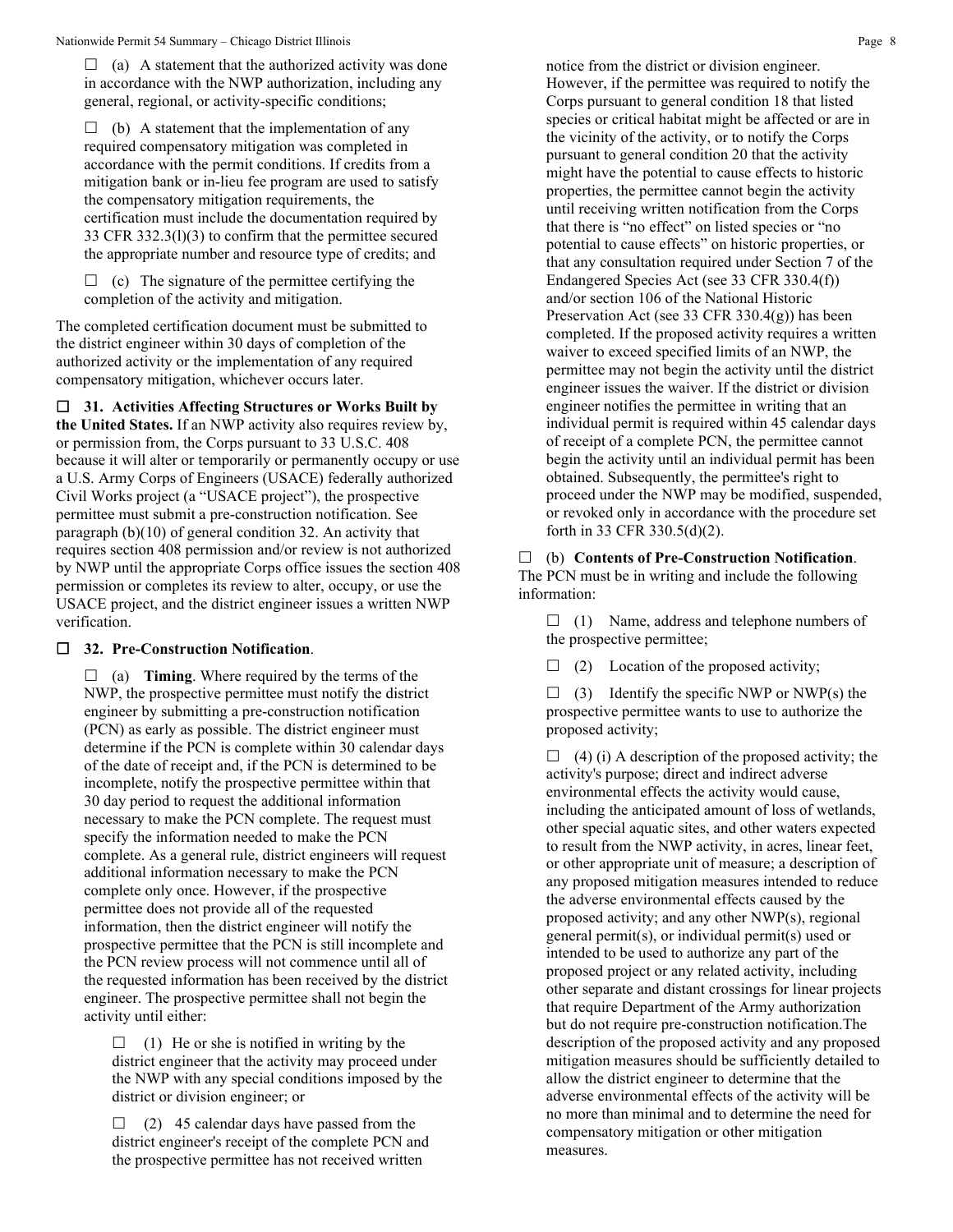☐ (a) A statement that the authorized activity was done in accordance with the NWP authorization, including any general, regional, or activity-specific conditions;

☐ (b) A statement that the implementation of any required compensatory mitigation was completed in accordance with the permit conditions. If credits from a mitigation bank or in-lieu fee program are used to satisfy the compensatory mitigation requirements, the certification must include the documentation required by 33 CFR 332.3(l)(3) to confirm that the permittee secured the appropriate number and resource type of credits; and

☐ (c) The signature of the permittee certifying the completion of the activity and mitigation.

The completed certification document must be submitted to the district engineer within 30 days of completion of the authorized activity or the implementation of any required compensatory mitigation, whichever occurs later.

☐ **31. Activities Affecting Structures or Works Built by the United States.** If an NWP activity also requires review by, or permission from, the Corps pursuant to 33 U.S.C. 408 because it will alter or temporarily or permanently occupy or use a U.S. Army Corps of Engineers (USACE) federally authorized Civil Works project (a "USACE project"), the prospective permittee must submit a pre-construction notification. See paragraph (b)(10) of general condition 32. An activity that requires section 408 permission and/or review is not authorized by NWP until the appropriate Corps office issues the section 408 permission or completes its review to alter, occupy, or use the USACE project, and the district engineer issues a written NWP verification.

☐ **32. Pre-Construction Notification**.

☐ (a) **Timing**. Where required by the terms of the NWP, the prospective permittee must notify the district engineer by submitting a pre-construction notification (PCN) as early as possible. The district engineer must determine if the PCN is complete within 30 calendar days of the date of receipt and, if the PCN is determined to be incomplete, notify the prospective permittee within that 30 day period to request the additional information necessary to make the PCN complete. The request must specify the information needed to make the PCN complete. As a general rule, district engineers will request additional information necessary to make the PCN complete only once. However, if the prospective permittee does not provide all of the requested information, then the district engineer will notify the prospective permittee that the PCN is still incomplete and the PCN review process will not commence until all of the requested information has been received by the district engineer. The prospective permittee shall not begin the activity until either:

☐ (1) He or she is notified in writing by the district engineer that the activity may proceed under the NWP with any special conditions imposed by the district or division engineer; or

☐ (2) 45 calendar days have passed from the district engineer's receipt of the complete PCN and the prospective permittee has not received written notice from the district or division engineer. However, if the permittee was required to notify the Corps pursuant to general condition 18 that listed species or critical habitat might be affected or are in the vicinity of the activity, or to notify the Corps pursuant to general condition 20 that the activity might have the potential to cause effects to historic properties, the permittee cannot begin the activity until receiving written notification from the Corps that there is "no effect" on listed species or "no potential to cause effects" on historic properties, or that any consultation required under Section 7 of the Endangered Species Act (see 33 CFR 330.4(f)) and/or section 106 of the National Historic Preservation Act (see 33 CFR 330.4(g)) has been completed. If the proposed activity requires a written waiver to exceed specified limits of an NWP, the permittee may not begin the activity until the district engineer issues the waiver. If the district or division engineer notifies the permittee in writing that an individual permit is required within 45 calendar days of receipt of a complete PCN, the permittee cannot begin the activity until an individual permit has been obtained. Subsequently, the permittee's right to proceed under the NWP may be modified, suspended, or revoked only in accordance with the procedure set forth in 33 CFR 330.5(d)(2).

☐ (b) **Contents of Pre-Construction Notification**. The PCN must be in writing and include the following information:

☐ (1) Name, address and telephone numbers of the prospective permittee;

☐ (2) Location of the proposed activity;

☐ (3) Identify the specific NWP or NWP(s) the prospective permittee wants to use to authorize the proposed activity;

☐ (4) (i) A description of the proposed activity; the activity's purpose; direct and indirect adverse environmental effects the activity would cause, including the anticipated amount of loss of wetlands, other special aquatic sites, and other waters expected to result from the NWP activity, in acres, linear feet, or other appropriate unit of measure; a description of any proposed mitigation measures intended to reduce the adverse environmental effects caused by the proposed activity; and any other NWP(s), regional general permit(s), or individual permit(s) used or intended to be used to authorize any part of the proposed project or any related activity, including other separate and distant crossings for linear projects that require Department of the Army authorization but do not require pre-construction notification.The description of the proposed activity and any proposed mitigation measures should be sufficiently detailed to allow the district engineer to determine that the adverse environmental effects of the activity will be no more than minimal and to determine the need for compensatory mitigation or other mitigation measures.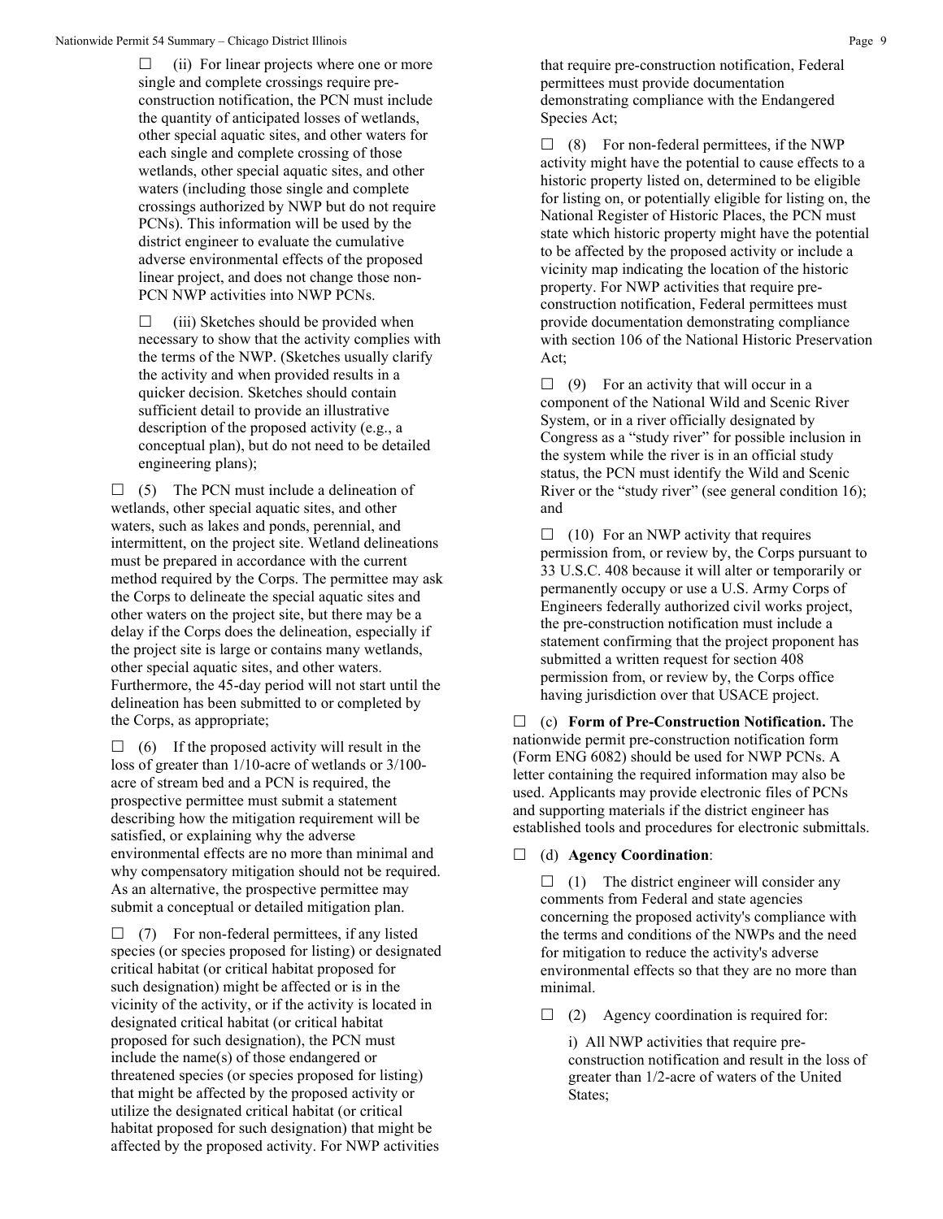☐ (ii) For linear projects where one or more single and complete crossings require pre-construction notification, the PCN must include the quantity of anticipated losses of wetlands, other special aquatic sites, and other waters for each single and complete crossing of those wetlands, other special aquatic sites, and other waters (including those single and complete crossings authorized by NWP but do not require PCNs). This information will be used by the district engineer to evaluate the cumulative adverse environmental effects of the proposed linear project, and does not change those non-PCN NWP activities into NWP PCNs.

☐ (iii) Sketches should be provided when necessary to show that the activity complies with the terms of the NWP. (Sketches usually clarify the activity and when provided results in a quicker decision. Sketches should contain sufficient detail to provide an illustrative description of the proposed activity (e.g., a conceptual plan), but do not need to be detailed engineering plans);

☐ (5) The PCN must include a delineation of wetlands, other special aquatic sites, and other waters, such as lakes and ponds, perennial, and intermittent, on the project site. Wetland delineations must be prepared in accordance with the current method required by the Corps. The permittee may ask the Corps to delineate the special aquatic sites and other waters on the project site, but there may be a delay if the Corps does the delineation, especially if the project site is large or contains many wetlands, other special aquatic sites, and other waters. Furthermore, the 45-day period will not start until the delineation has been submitted to or completed by the Corps, as appropriate;

☐ (6) If the proposed activity will result in the loss of greater than 1/10-acre of wetlands or 3/100-acre of stream bed and a PCN is required, the prospective permittee must submit a statement describing how the mitigation requirement will be satisfied, or explaining why the adverse environmental effects are no more than minimal and why compensatory mitigation should not be required. As an alternative, the prospective permittee may submit a conceptual or detailed mitigation plan.

☐ (7) For non-federal permittees, if any listed species (or species proposed for listing) or designated critical habitat (or critical habitat proposed for such designation) might be affected or is in the vicinity of the activity, or if the activity is located in designated critical habitat (or critical habitat proposed for such designation), the PCN must include the name(s) of those endangered or threatened species (or species proposed for listing) that might be affected by the proposed activity or utilize the designated critical habitat (or critical habitat proposed for such designation) that might be affected by the proposed activity. For NWP activities that require pre-construction notification, Federal permittees must provide documentation demonstrating compliance with the Endangered Species Act;

☐ (8) For non-federal permittees, if the NWP activity might have the potential to cause effects to a historic property listed on, determined to be eligible for listing on, or potentially eligible for listing on, the National Register of Historic Places, the PCN must state which historic property might have the potential to be affected by the proposed activity or include a vicinity map indicating the location of the historic property. For NWP activities that require pre-construction notification, Federal permittees must provide documentation demonstrating compliance with section 106 of the National Historic Preservation Act;

☐ (9) For an activity that will occur in a component of the National Wild and Scenic River System, or in a river officially designated by Congress as a "study river" for possible inclusion in the system while the river is in an official study status, the PCN must identify the Wild and Scenic River or the "study river" (see general condition 16); and

☐ (10) For an NWP activity that requires permission from, or review by, the Corps pursuant to 33 U.S.C. 408 because it will alter or temporarily or permanently occupy or use a U.S. Army Corps of Engineers federally authorized civil works project, the pre-construction notification must include a statement confirming that the project proponent has submitted a written request for section 408 permission from, or review by, the Corps office having jurisdiction over that USACE project.

☐ (c) **Form of Pre-Construction Notification.** The nationwide permit pre-construction notification form (Form ENG 6082) should be used for NWP PCNs. A letter containing the required information may also be used. Applicants may provide electronic files of PCNs and supporting materials if the district engineer has established tools and procedures for electronic submittals.

☐ (d) **Agency Coordination**:

☐ (1) The district engineer will consider any comments from Federal and state agencies concerning the proposed activity's compliance with the terms and conditions of the NWPs and the need for mitigation to reduce the activity's adverse environmental effects so that they are no more than minimal.

☐ (2) Agency coordination is required for:

i) All NWP activities that require pre-construction notification and result in the loss of greater than 1/2-acre of waters of the United States;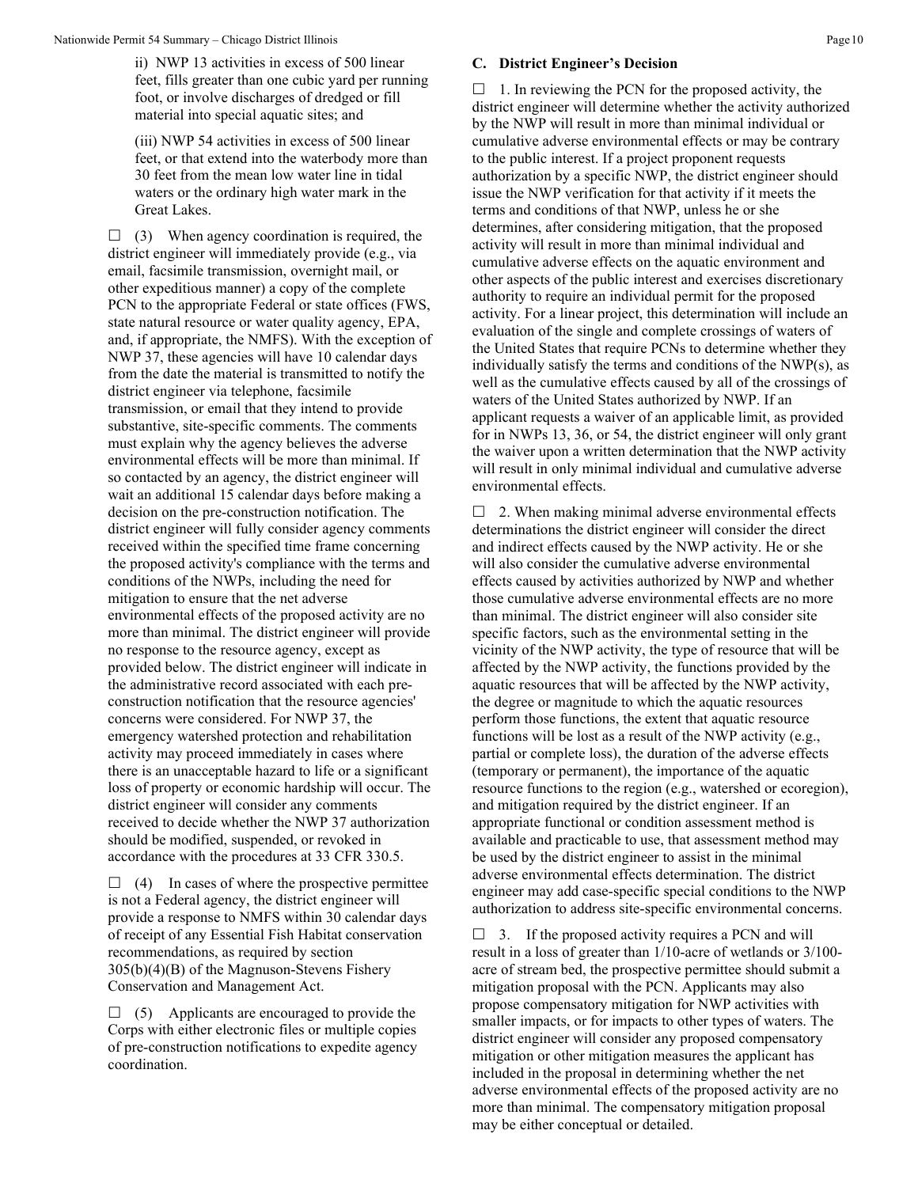ii) NWP 13 activities in excess of 500 linear feet, fills greater than one cubic yard per running foot, or involve discharges of dredged or fill material into special aquatic sites; and

(iii) NWP 54 activities in excess of 500 linear feet, or that extend into the waterbody more than 30 feet from the mean low water line in tidal waters or the ordinary high water mark in the Great Lakes.

☐ (3) When agency coordination is required, the district engineer will immediately provide (e.g., via email, facsimile transmission, overnight mail, or other expeditious manner) a copy of the complete PCN to the appropriate Federal or state offices (FWS, state natural resource or water quality agency, EPA, and, if appropriate, the NMFS). With the exception of NWP 37, these agencies will have 10 calendar days from the date the material is transmitted to notify the district engineer via telephone, facsimile transmission, or email that they intend to provide substantive, site-specific comments. The comments must explain why the agency believes the adverse environmental effects will be more than minimal. If so contacted by an agency, the district engineer will wait an additional 15 calendar days before making a decision on the pre-construction notification. The district engineer will fully consider agency comments received within the specified time frame concerning the proposed activity's compliance with the terms and conditions of the NWPs, including the need for mitigation to ensure that the net adverse environmental effects of the proposed activity are no more than minimal. The district engineer will provide no response to the resource agency, except as provided below. The district engineer will indicate in the administrative record associated with each pre-construction notification that the resource agencies' concerns were considered. For NWP 37, the emergency watershed protection and rehabilitation activity may proceed immediately in cases where there is an unacceptable hazard to life or a significant loss of property or economic hardship will occur. The district engineer will consider any comments received to decide whether the NWP 37 authorization should be modified, suspended, or revoked in accordance with the procedures at 33 CFR 330.5.

☐ (4) In cases of where the prospective permittee is not a Federal agency, the district engineer will provide a response to NMFS within 30 calendar days of receipt of any Essential Fish Habitat conservation recommendations, as required by section 305(b)(4)(B) of the Magnuson-Stevens Fishery Conservation and Management Act.

☐ (5) Applicants are encouraged to provide the Corps with either electronic files or multiple copies of pre-construction notifications to expedite agency coordination.

**C. District Engineer's Decision**

☐ 1. In reviewing the PCN for the proposed activity, the district engineer will determine whether the activity authorized by the NWP will result in more than minimal individual or cumulative adverse environmental effects or may be contrary to the public interest. If a project proponent requests authorization by a specific NWP, the district engineer should issue the NWP verification for that activity if it meets the terms and conditions of that NWP, unless he or she determines, after considering mitigation, that the proposed activity will result in more than minimal individual and cumulative adverse effects on the aquatic environment and other aspects of the public interest and exercises discretionary authority to require an individual permit for the proposed activity. For a linear project, this determination will include an evaluation of the single and complete crossings of waters of the United States that require PCNs to determine whether they individually satisfy the terms and conditions of the NWP(s), as well as the cumulative effects caused by all of the crossings of waters of the United States authorized by NWP. If an applicant requests a waiver of an applicable limit, as provided for in NWPs 13, 36, or 54, the district engineer will only grant the waiver upon a written determination that the NWP activity will result in only minimal individual and cumulative adverse environmental effects.

☐ 2. When making minimal adverse environmental effects determinations the district engineer will consider the direct and indirect effects caused by the NWP activity. He or she will also consider the cumulative adverse environmental effects caused by activities authorized by NWP and whether those cumulative adverse environmental effects are no more than minimal. The district engineer will also consider site specific factors, such as the environmental setting in the vicinity of the NWP activity, the type of resource that will be affected by the NWP activity, the functions provided by the aquatic resources that will be affected by the NWP activity, the degree or magnitude to which the aquatic resources perform those functions, the extent that aquatic resource functions will be lost as a result of the NWP activity (e.g., partial or complete loss), the duration of the adverse effects (temporary or permanent), the importance of the aquatic resource functions to the region (e.g., watershed or ecoregion), and mitigation required by the district engineer. If an appropriate functional or condition assessment method is available and practicable to use, that assessment method may be used by the district engineer to assist in the minimal adverse environmental effects determination. The district engineer may add case-specific special conditions to the NWP authorization to address site-specific environmental concerns.

☐ 3. If the proposed activity requires a PCN and will result in a loss of greater than 1/10-acre of wetlands or 3/100-acre of stream bed, the prospective permittee should submit a mitigation proposal with the PCN. Applicants may also propose compensatory mitigation for NWP activities with smaller impacts, or for impacts to other types of waters. The district engineer will consider any proposed compensatory mitigation or other mitigation measures the applicant has included in the proposal in determining whether the net adverse environmental effects of the proposed activity are no more than minimal. The compensatory mitigation proposal may be either conceptual or detailed.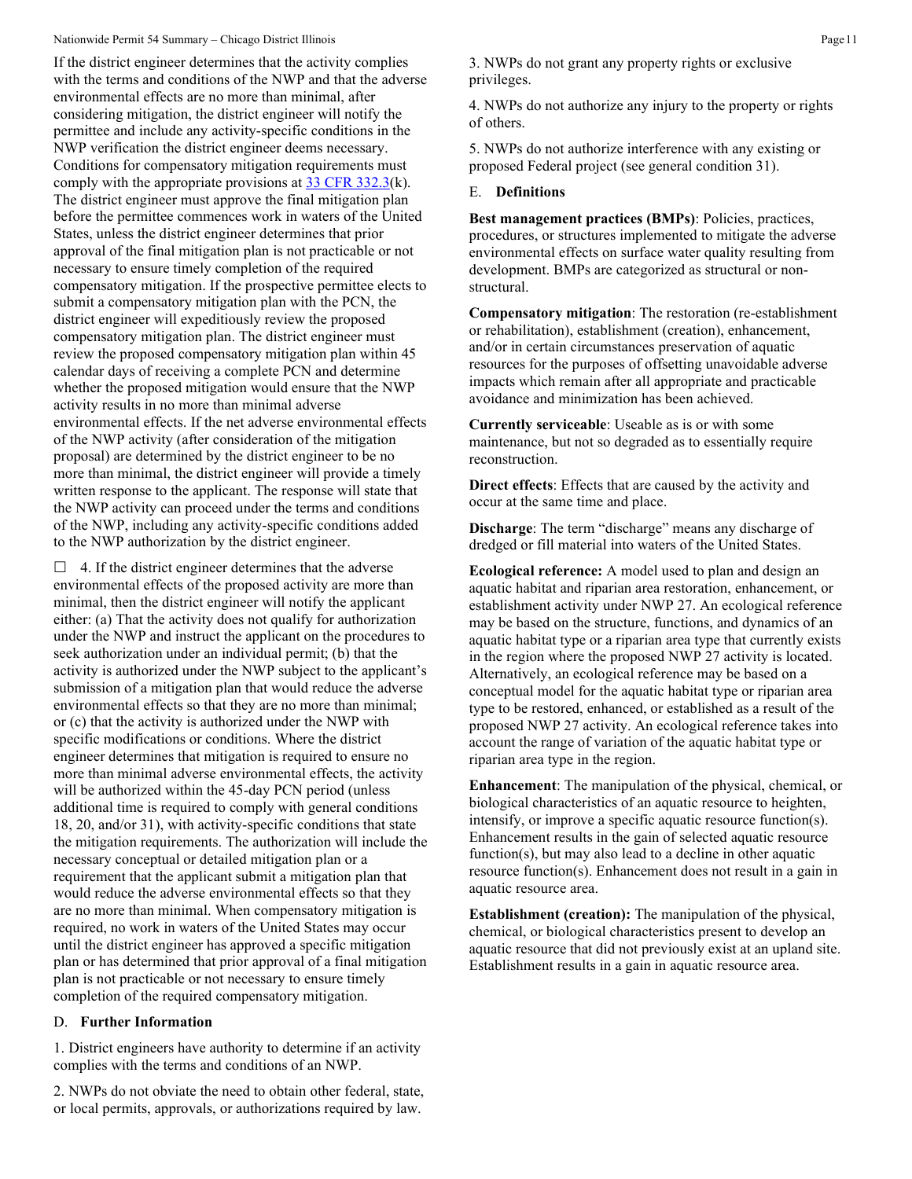If the district engineer determines that the activity complies with the terms and conditions of the NWP and that the adverse environmental effects are no more than minimal, after considering mitigation, the district engineer will notify the permittee and include any activity-specific conditions in the NWP verification the district engineer deems necessary. Conditions for compensatory mitigation requirements must comply with the appropriate provisions at 33 CFR 332.3(k). The district engineer must approve the final mitigation plan before the permittee commences work in waters of the United States, unless the district engineer determines that prior approval of the final mitigation plan is not practicable or not necessary to ensure timely completion of the required compensatory mitigation. If the prospective permittee elects to submit a compensatory mitigation plan with the PCN, the district engineer will expeditiously review the proposed compensatory mitigation plan. The district engineer must review the proposed compensatory mitigation plan within 45 calendar days of receiving a complete PCN and determine whether the proposed mitigation would ensure that the NWP activity results in no more than minimal adverse environmental effects. If the net adverse environmental effects of the NWP activity (after consideration of the mitigation proposal) are determined by the district engineer to be no more than minimal, the district engineer will provide a timely written response to the applicant. The response will state that the NWP activity can proceed under the terms and conditions of the NWP, including any activity-specific conditions added to the NWP authorization by the district engineer.

☐ 4. If the district engineer determines that the adverse environmental effects of the proposed activity are more than minimal, then the district engineer will notify the applicant either: (a) That the activity does not qualify for authorization under the NWP and instruct the applicant on the procedures to seek authorization under an individual permit; (b) that the activity is authorized under the NWP subject to the applicant's submission of a mitigation plan that would reduce the adverse environmental effects so that they are no more than minimal; or (c) that the activity is authorized under the NWP with specific modifications or conditions. Where the district engineer determines that mitigation is required to ensure no more than minimal adverse environmental effects, the activity will be authorized within the 45-day PCN period (unless additional time is required to comply with general conditions 18, 20, and/or 31), with activity-specific conditions that state the mitigation requirements. The authorization will include the necessary conceptual or detailed mitigation plan or a requirement that the applicant submit a mitigation plan that would reduce the adverse environmental effects so that they are no more than minimal. When compensatory mitigation is required, no work in waters of the United States may occur until the district engineer has approved a specific mitigation plan or has determined that prior approval of a final mitigation plan is not practicable or not necessary to ensure timely completion of the required compensatory mitigation.

## D. Further Information

1. District engineers have authority to determine if an activity complies with the terms and conditions of an NWP.

2. NWPs do not obviate the need to obtain other federal, state, or local permits, approvals, or authorizations required by law.

3. NWPs do not grant any property rights or exclusive privileges.

4. NWPs do not authorize any injury to the property or rights of others.

5. NWPs do not authorize interference with any existing or proposed Federal project (see general condition 31).

## E. Definitions

**Best management practices (BMPs)**: Policies, practices, procedures, or structures implemented to mitigate the adverse environmental effects on surface water quality resulting from development. BMPs are categorized as structural or non-structural.

**Compensatory mitigation**: The restoration (re-establishment or rehabilitation), establishment (creation), enhancement, and/or in certain circumstances preservation of aquatic resources for the purposes of offsetting unavoidable adverse impacts which remain after all appropriate and practicable avoidance and minimization has been achieved.

**Currently serviceable**: Useable as is or with some maintenance, but not so degraded as to essentially require reconstruction.

**Direct effects**: Effects that are caused by the activity and occur at the same time and place.

**Discharge**: The term "discharge" means any discharge of dredged or fill material into waters of the United States.

**Ecological reference:** A model used to plan and design an aquatic habitat and riparian area restoration, enhancement, or establishment activity under NWP 27. An ecological reference may be based on the structure, functions, and dynamics of an aquatic habitat type or a riparian area type that currently exists in the region where the proposed NWP 27 activity is located. Alternatively, an ecological reference may be based on a conceptual model for the aquatic habitat type or riparian area type to be restored, enhanced, or established as a result of the proposed NWP 27 activity. An ecological reference takes into account the range of variation of the aquatic habitat type or riparian area type in the region.

**Enhancement**: The manipulation of the physical, chemical, or biological characteristics of an aquatic resource to heighten, intensify, or improve a specific aquatic resource function(s). Enhancement results in the gain of selected aquatic resource function(s), but may also lead to a decline in other aquatic resource function(s). Enhancement does not result in a gain in aquatic resource area.

**Establishment (creation):** The manipulation of the physical, chemical, or biological characteristics present to develop an aquatic resource that did not previously exist at an upland site. Establishment results in a gain in aquatic resource area.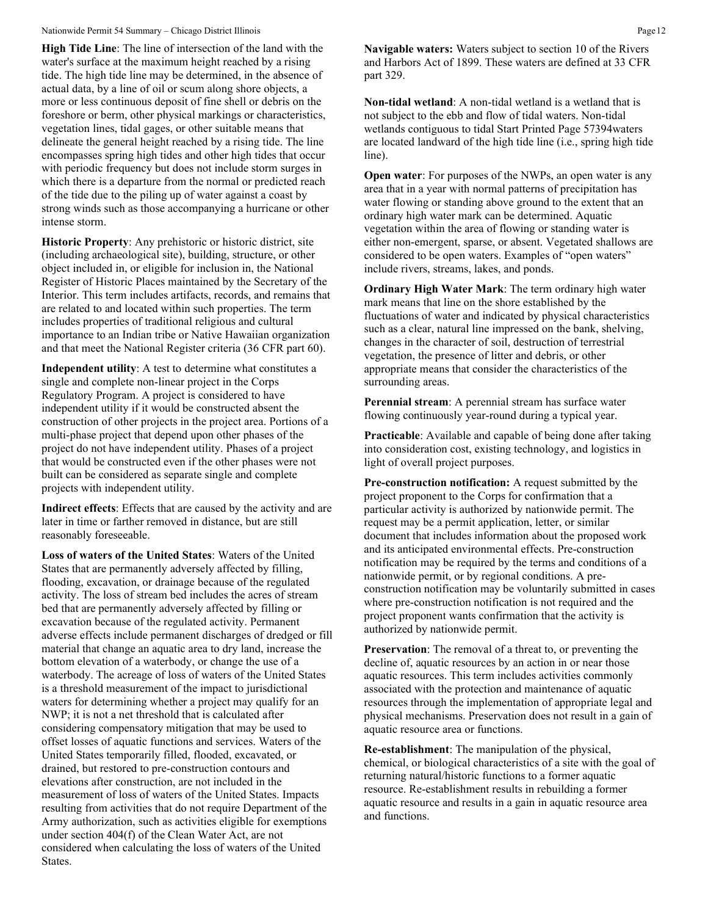**High Tide Line**: The line of intersection of the land with the water's surface at the maximum height reached by a rising tide. The high tide line may be determined, in the absence of actual data, by a line of oil or scum along shore objects, a more or less continuous deposit of fine shell or debris on the foreshore or berm, other physical markings or characteristics, vegetation lines, tidal gages, or other suitable means that delineate the general height reached by a rising tide. The line encompasses spring high tides and other high tides that occur with periodic frequency but does not include storm surges in which there is a departure from the normal or predicted reach of the tide due to the piling up of water against a coast by strong winds such as those accompanying a hurricane or other intense storm.

**Historic Property**: Any prehistoric or historic district, site (including archaeological site), building, structure, or other object included in, or eligible for inclusion in, the National Register of Historic Places maintained by the Secretary of the Interior. This term includes artifacts, records, and remains that are related to and located within such properties. The term includes properties of traditional religious and cultural importance to an Indian tribe or Native Hawaiian organization and that meet the National Register criteria (36 CFR part 60).

**Independent utility**: A test to determine what constitutes a single and complete non-linear project in the Corps Regulatory Program. A project is considered to have independent utility if it would be constructed absent the construction of other projects in the project area. Portions of a multi-phase project that depend upon other phases of the project do not have independent utility. Phases of a project that would be constructed even if the other phases were not built can be considered as separate single and complete projects with independent utility.

**Indirect effects**: Effects that are caused by the activity and are later in time or farther removed in distance, but are still reasonably foreseeable.

**Loss of waters of the United States**: Waters of the United States that are permanently adversely affected by filling, flooding, excavation, or drainage because of the regulated activity. The loss of stream bed includes the acres of stream bed that are permanently adversely affected by filling or excavation because of the regulated activity. Permanent adverse effects include permanent discharges of dredged or fill material that change an aquatic area to dry land, increase the bottom elevation of a waterbody, or change the use of a waterbody. The acreage of loss of waters of the United States is a threshold measurement of the impact to jurisdictional waters for determining whether a project may qualify for an NWP; it is not a net threshold that is calculated after considering compensatory mitigation that may be used to offset losses of aquatic functions and services. Waters of the United States temporarily filled, flooded, excavated, or drained, but restored to pre-construction contours and elevations after construction, are not included in the measurement of loss of waters of the United States. Impacts resulting from activities that do not require Department of the Army authorization, such as activities eligible for exemptions under section 404(f) of the Clean Water Act, are not considered when calculating the loss of waters of the United States.

**Navigable waters:** Waters subject to section 10 of the Rivers and Harbors Act of 1899. These waters are defined at 33 CFR part 329.

**Non-tidal wetland**: A non-tidal wetland is a wetland that is not subject to the ebb and flow of tidal waters. Non-tidal wetlands contiguous to tidal Start Printed Page 57394waters are located landward of the high tide line (i.e., spring high tide line).

**Open water**: For purposes of the NWPs, an open water is any area that in a year with normal patterns of precipitation has water flowing or standing above ground to the extent that an ordinary high water mark can be determined. Aquatic vegetation within the area of flowing or standing water is either non-emergent, sparse, or absent. Vegetated shallows are considered to be open waters. Examples of "open waters" include rivers, streams, lakes, and ponds.

**Ordinary High Water Mark**: The term ordinary high water mark means that line on the shore established by the fluctuations of water and indicated by physical characteristics such as a clear, natural line impressed on the bank, shelving, changes in the character of soil, destruction of terrestrial vegetation, the presence of litter and debris, or other appropriate means that consider the characteristics of the surrounding areas.

**Perennial stream**: A perennial stream has surface water flowing continuously year-round during a typical year.

**Practicable**: Available and capable of being done after taking into consideration cost, existing technology, and logistics in light of overall project purposes.

**Pre-construction notification:** A request submitted by the project proponent to the Corps for confirmation that a particular activity is authorized by nationwide permit. The request may be a permit application, letter, or similar document that includes information about the proposed work and its anticipated environmental effects. Pre-construction notification may be required by the terms and conditions of a nationwide permit, or by regional conditions. A pre-construction notification may be voluntarily submitted in cases where pre-construction notification is not required and the project proponent wants confirmation that the activity is authorized by nationwide permit.

**Preservation**: The removal of a threat to, or preventing the decline of, aquatic resources by an action in or near those aquatic resources. This term includes activities commonly associated with the protection and maintenance of aquatic resources through the implementation of appropriate legal and physical mechanisms. Preservation does not result in a gain of aquatic resource area or functions.

**Re-establishment**: The manipulation of the physical, chemical, or biological characteristics of a site with the goal of returning natural/historic functions to a former aquatic resource. Re-establishment results in rebuilding a former aquatic resource and results in a gain in aquatic resource area and functions.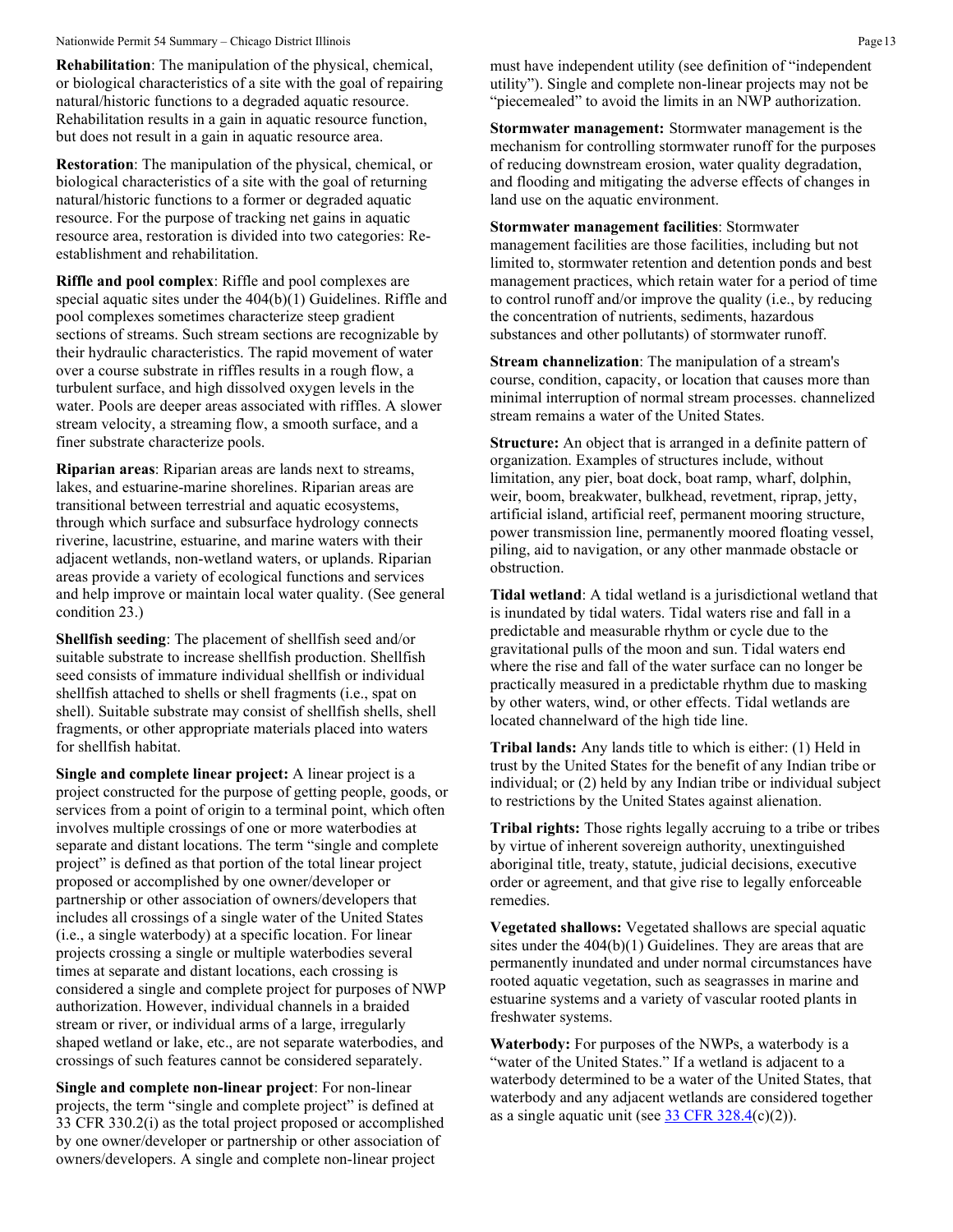**Rehabilitation**: The manipulation of the physical, chemical, or biological characteristics of a site with the goal of repairing natural/historic functions to a degraded aquatic resource. Rehabilitation results in a gain in aquatic resource function, but does not result in a gain in aquatic resource area.

**Restoration**: The manipulation of the physical, chemical, or biological characteristics of a site with the goal of returning natural/historic functions to a former or degraded aquatic resource. For the purpose of tracking net gains in aquatic resource area, restoration is divided into two categories: Re-establishment and rehabilitation.

**Riffle and pool complex**: Riffle and pool complexes are special aquatic sites under the 404(b)(1) Guidelines. Riffle and pool complexes sometimes characterize steep gradient sections of streams. Such stream sections are recognizable by their hydraulic characteristics. The rapid movement of water over a course substrate in riffles results in a rough flow, a turbulent surface, and high dissolved oxygen levels in the water. Pools are deeper areas associated with riffles. A slower stream velocity, a streaming flow, a smooth surface, and a finer substrate characterize pools.

**Riparian areas**: Riparian areas are lands next to streams, lakes, and estuarine-marine shorelines. Riparian areas are transitional between terrestrial and aquatic ecosystems, through which surface and subsurface hydrology connects riverine, lacustrine, estuarine, and marine waters with their adjacent wetlands, non-wetland waters, or uplands. Riparian areas provide a variety of ecological functions and services and help improve or maintain local water quality. (See general condition 23.)

**Shellfish seeding**: The placement of shellfish seed and/or suitable substrate to increase shellfish production. Shellfish seed consists of immature individual shellfish or individual shellfish attached to shells or shell fragments (i.e., spat on shell). Suitable substrate may consist of shellfish shells, shell fragments, or other appropriate materials placed into waters for shellfish habitat.

**Single and complete linear project:** A linear project is a project constructed for the purpose of getting people, goods, or services from a point of origin to a terminal point, which often involves multiple crossings of one or more waterbodies at separate and distant locations. The term "single and complete project" is defined as that portion of the total linear project proposed or accomplished by one owner/developer or partnership or other association of owners/developers that includes all crossings of a single water of the United States (i.e., a single waterbody) at a specific location. For linear projects crossing a single or multiple waterbodies several times at separate and distant locations, each crossing is considered a single and complete project for purposes of NWP authorization. However, individual channels in a braided stream or river, or individual arms of a large, irregularly shaped wetland or lake, etc., are not separate waterbodies, and crossings of such features cannot be considered separately.

**Single and complete non-linear project**: For non-linear projects, the term "single and complete project" is defined at 33 CFR 330.2(i) as the total project proposed or accomplished by one owner/developer or partnership or other association of owners/developers. A single and complete non-linear project must have independent utility (see definition of "independent utility"). Single and complete non-linear projects may not be "piecemealed" to avoid the limits in an NWP authorization.

**Stormwater management:** Stormwater management is the mechanism for controlling stormwater runoff for the purposes of reducing downstream erosion, water quality degradation, and flooding and mitigating the adverse effects of changes in land use on the aquatic environment.

**Stormwater management facilities**: Stormwater management facilities are those facilities, including but not limited to, stormwater retention and detention ponds and best management practices, which retain water for a period of time to control runoff and/or improve the quality (i.e., by reducing the concentration of nutrients, sediments, hazardous substances and other pollutants) of stormwater runoff.

**Stream channelization**: The manipulation of a stream's course, condition, capacity, or location that causes more than minimal interruption of normal stream processes. channelized stream remains a water of the United States.

**Structure:** An object that is arranged in a definite pattern of organization. Examples of structures include, without limitation, any pier, boat dock, boat ramp, wharf, dolphin, weir, boom, breakwater, bulkhead, revetment, riprap, jetty, artificial island, artificial reef, permanent mooring structure, power transmission line, permanently moored floating vessel, piling, aid to navigation, or any other manmade obstacle or obstruction.

**Tidal wetland**: A tidal wetland is a jurisdictional wetland that is inundated by tidal waters. Tidal waters rise and fall in a predictable and measurable rhythm or cycle due to the gravitational pulls of the moon and sun. Tidal waters end where the rise and fall of the water surface can no longer be practically measured in a predictable rhythm due to masking by other waters, wind, or other effects. Tidal wetlands are located channelward of the high tide line.

**Tribal lands:** Any lands title to which is either: (1) Held in trust by the United States for the benefit of any Indian tribe or individual; or (2) held by any Indian tribe or individual subject to restrictions by the United States against alienation.

**Tribal rights:** Those rights legally accruing to a tribe or tribes by virtue of inherent sovereign authority, unextinguished aboriginal title, treaty, statute, judicial decisions, executive order or agreement, and that give rise to legally enforceable remedies.

**Vegetated shallows:** Vegetated shallows are special aquatic sites under the 404(b)(1) Guidelines. They are areas that are permanently inundated and under normal circumstances have rooted aquatic vegetation, such as seagrasses in marine and estuarine systems and a variety of vascular rooted plants in freshwater systems.

**Waterbody:** For purposes of the NWPs, a waterbody is a "water of the United States." If a wetland is adjacent to a waterbody determined to be a water of the United States, that waterbody and any adjacent wetlands are considered together as a single aquatic unit (see [33 CFR 328.4](33 CFR 328.4)(c)(2)).